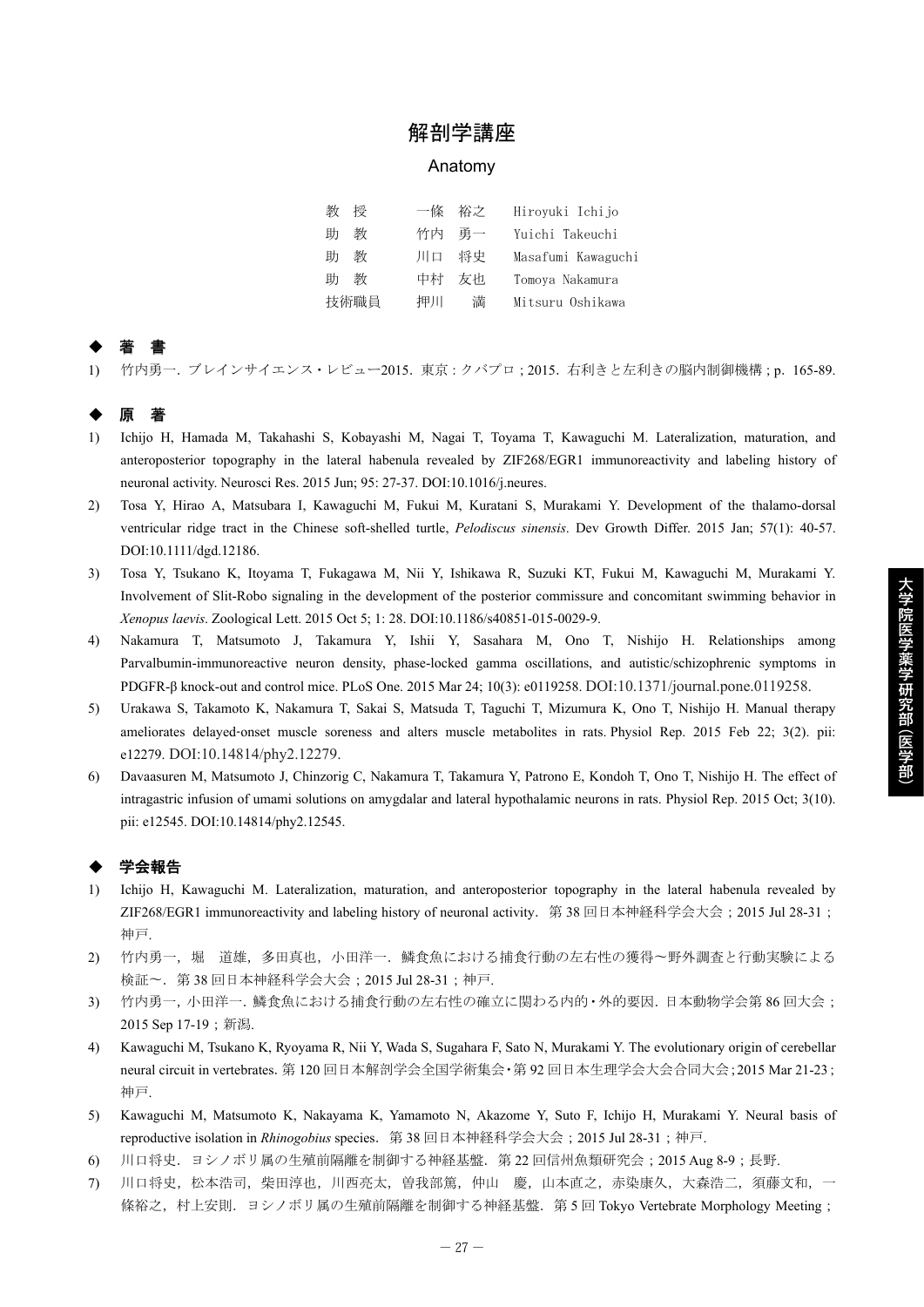# 解剖学講座

## Anatomy

| | | |
|---|---|---|
| 教　授 | 一條　裕之 | Hiroyuki Ichijo |
| 助　教 | 竹内　勇一 | Yuichi Takeuchi |
| 助　教 | 川口　将史 | Masafumi Kawaguchi |
| 助　教 | 中村　友也 | Tomoya Nakamura |
| 技術職員 | 押川　　満 | Mitsuru Oshikawa |

### ◆ 著　書

1) 竹内勇一．ブレインサイエンス・レビュー2015．東京：クバプロ；2015．右利きと左利きの脳内制御機構；p．165-89.

### ◆ 原　著

1) Ichijo H, Hamada M, Takahashi S, Kobayashi M, Nagai T, Toyama T, Kawaguchi M. Lateralization, maturation, and anteroposterior topography in the lateral habenula revealed by ZIF268/EGR1 immunoreactivity and labeling history of neuronal activity. Neurosci Res. 2015 Jun; 95: 27-37. DOI:10.1016/j.neures.
2) Tosa Y, Hirao A, Matsubara I, Kawaguchi M, Fukui M, Kuratani S, Murakami Y. Development of the thalamo-dorsal ventricular ridge tract in the Chinese soft-shelled turtle, *Pelodiscus sinensis*. Dev Growth Differ. 2015 Jan; 57(1): 40-57. DOI:10.1111/dgd.12186.
3) Tosa Y, Tsukano K, Itoyama T, Fukagawa M, Nii Y, Ishikawa R, Suzuki KT, Fukui M, Kawaguchi M, Murakami Y. Involvement of Slit-Robo signaling in the development of the posterior commissure and concomitant swimming behavior in *Xenopus laevis*. Zoological Lett. 2015 Oct 5; 1: 28. DOI:10.1186/s40851-015-0029-9.
4) Nakamura T, Matsumoto J, Takamura Y, Ishii Y, Sasahara M, Ono T, Nishijo H. Relationships among Parvalbumin-immunoreactive neuron density, phase-locked gamma oscillations, and autistic/schizophrenic symptoms in PDGFR-β knock-out and control mice. PLoS One. 2015 Mar 24; 10(3): e0119258. DOI:10.1371/journal.pone.0119258.
5) Urakawa S, Takamoto K, Nakamura T, Sakai S, Matsuda T, Taguchi T, Mizumura K, Ono T, Nishijo H. Manual therapy ameliorates delayed-onset muscle soreness and alters muscle metabolites in rats. Physiol Rep. 2015 Feb 22; 3(2). pii: e12279. DOI:10.14814/phy2.12279.
6) Davaasuren M, Matsumoto J, Chinzorig C, Nakamura T, Takamura Y, Patrono E, Kondoh T, Ono T, Nishijo H. The effect of intragastric infusion of umami solutions on amygdalar and lateral hypothalamic neurons in rats. Physiol Rep. 2015 Oct; 3(10). pii: e12545. DOI:10.14814/phy2.12545.

### ◆ 学会報告

1) Ichijo H, Kawaguchi M. Lateralization, maturation, and anteroposterior topography in the lateral habenula revealed by ZIF268/EGR1 immunoreactivity and labeling history of neuronal activity．第 38 回日本神経科学会大会；2015 Jul 28-31；神戸.
2) 竹内勇一，堀　道雄，多田真也，小田洋一．鱗食魚における捕食行動の左右性の獲得〜野外調査と行動実験による検証〜．第 38 回日本神経科学会大会；2015 Jul 28-31；神戸.
3) 竹内勇一，小田洋一．鱗食魚における捕食行動の左右性の確立に関わる内的・外的要因．日本動物学会第 86 回大会；2015 Sep 17-19；新潟.
4) Kawaguchi M, Tsukano K, Ryoyama R, Nii Y, Wada S, Sugahara F, Sato N, Murakami Y. The evolutionary origin of cerebellar neural circuit in vertebrates. 第 120 回日本解剖学会全国学術集会・第 92 回日本生理学会大会合同大会；2015 Mar 21-23；神戸.
5) Kawaguchi M, Matsumoto K, Nakayama K, Yamamoto N, Akazome Y, Suto F, Ichijo H, Murakami Y. Neural basis of reproductive isolation in *Rhinogobius* species．第 38 回日本神経科学会大会；2015 Jul 28-31；神戸.
6) 川口将史．ヨシノボリ属の生殖前隔離を制御する神経基盤．第 22 回信州魚類研究会；2015 Aug 8-9；長野.
7) 川口将史，松本浩司，柴田淳也，川西亮太，曽我部篤，仲山　慶，山本直之，赤染康久，大森浩二，須藤文和，一條裕之，村上安則．ヨシノボリ属の生殖前隔離を制御する神経基盤．第 5 回 Tokyo Vertebrate Morphology Meeting；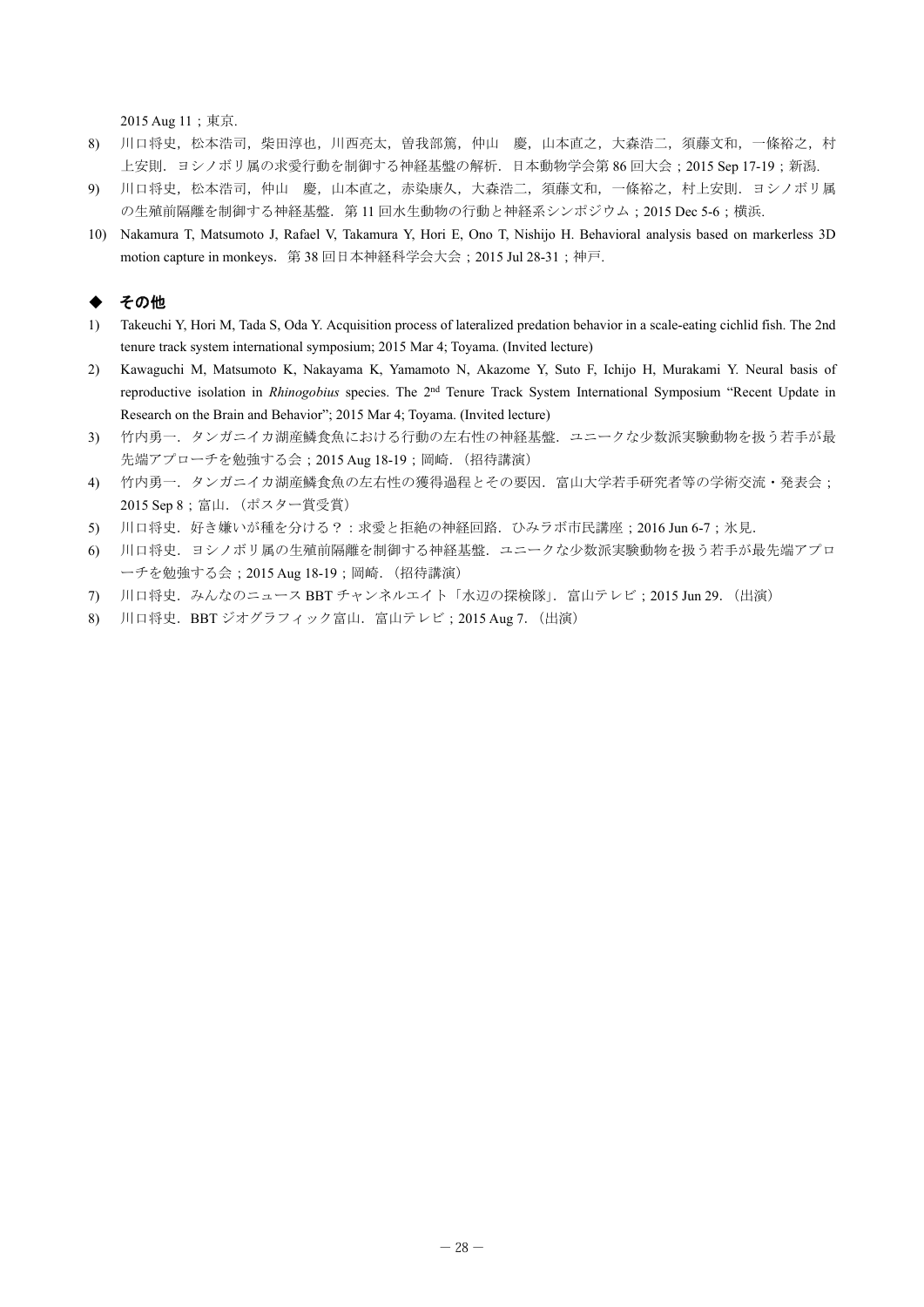2015 Aug 11；東京.

8) 川口将史，松本浩司，柴田淳也，川西亮太，曽我部篤，仲山　慶，山本直之，大森浩二，須藤文和，一條裕之，村上安則．ヨシノボリ属の求愛行動を制御する神経基盤の解析．日本動物学会第 86 回大会；2015 Sep 17-19；新潟.
9) 川口将史，松本浩司，仲山　慶，山本直之，赤染康久，大森浩二，須藤文和，一條裕之，村上安則．ヨシノボリ属の生殖前隔離を制御する神経基盤．第 11 回水生動物の行動と神経系シンポジウム；2015 Dec 5-6；横浜.
10) Nakamura T, Matsumoto J, Rafael V, Takamura Y, Hori E, Ono T, Nishijo H. Behavioral analysis based on markerless 3D motion capture in monkeys．第 38 回日本神経科学会大会；2015 Jul 28-31；神戸.

## ◆ その他

1) Takeuchi Y, Hori M, Tada S, Oda Y. Acquisition process of lateralized predation behavior in a scale-eating cichlid fish. The 2nd tenure track system international symposium; 2015 Mar 4; Toyama. (Invited lecture)
2) Kawaguchi M, Matsumoto K, Nakayama K, Yamamoto N, Akazome Y, Suto F, Ichijo H, Murakami Y. Neural basis of reproductive isolation in *Rhinogobius* species. The 2nd Tenure Track System International Symposium "Recent Update in Research on the Brain and Behavior"; 2015 Mar 4; Toyama. (Invited lecture)
3) 竹内勇一．タンガニイカ湖産鱗食魚における行動の左右性の神経基盤．ユニークな少数派実験動物を扱う若手が最先端アプローチを勉強する会；2015 Aug 18-19；岡崎．（招待講演）
4) 竹内勇一．タンガニイカ湖産鱗食魚の左右性の獲得過程とその要因．富山大学若手研究者等の学術交流・発表会；2015 Sep 8；富山．（ポスター賞受賞）
5) 川口将史．好き嫌いが種を分ける？：求愛と拒絶の神経回路．ひみラボ市民講座；2016 Jun 6-7；氷見.
6) 川口将史．ヨシノボリ属の生殖前隔離を制御する神経基盤．ユニークな少数派実験動物を扱う若手が最先端アプローチを勉強する会；2015 Aug 18-19；岡崎．（招待講演）
7) 川口将史．みんなのニュース BBT チャンネルエイト「水辺の探検隊」．富山テレビ；2015 Jun 29．（出演）
8) 川口将史．BBT ジオグラフィック富山．富山テレビ；2015 Aug 7．（出演）